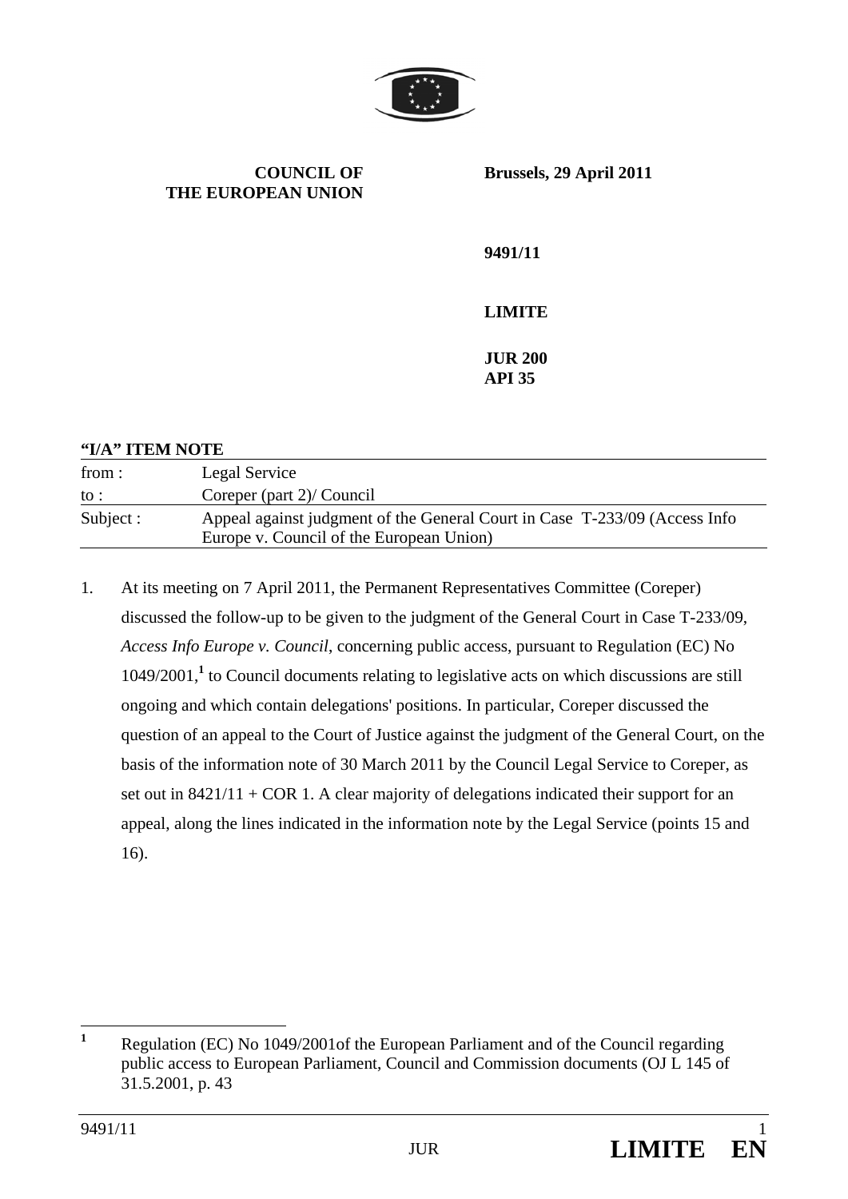**COUNCIL OF THE EUROPEAN UNION**

**Brussels, 29 April 2011**

**9491/11**

**LIMITE**

**JUR 200**
**API 35**

**"I/A" ITEM NOTE**

| | |
|---|---|
| from : | Legal Service |
| to : | Coreper (part 2)/ Council |
| Subject : | Appeal against judgment of the General Court in Case T-233/09 (Access Info Europe v. Council of the European Union) |

1. At its meeting on 7 April 2011, the Permanent Representatives Committee (Coreper) discussed the follow-up to be given to the judgment of the General Court in Case T-233/09, *Access Info Europe v. Council*, concerning public access, pursuant to Regulation (EC) No 1049/2001,[1] to Council documents relating to legislative acts on which discussions are still ongoing and which contain delegations' positions. In particular, Coreper discussed the question of an appeal to the Court of Justice against the judgment of the General Court, on the basis of the information note of 30 March 2011 by the Council Legal Service to Coreper, as set out in 8421/11 + COR 1. A clear majority of delegations indicated their support for an appeal, along the lines indicated in the information note by the Legal Service (points 15 and 16).

[1] Regulation (EC) No 1049/2001of the European Parliament and of the Council regarding public access to European Parliament, Council and Commission documents (OJ L 145 of 31.5.2001, p. 43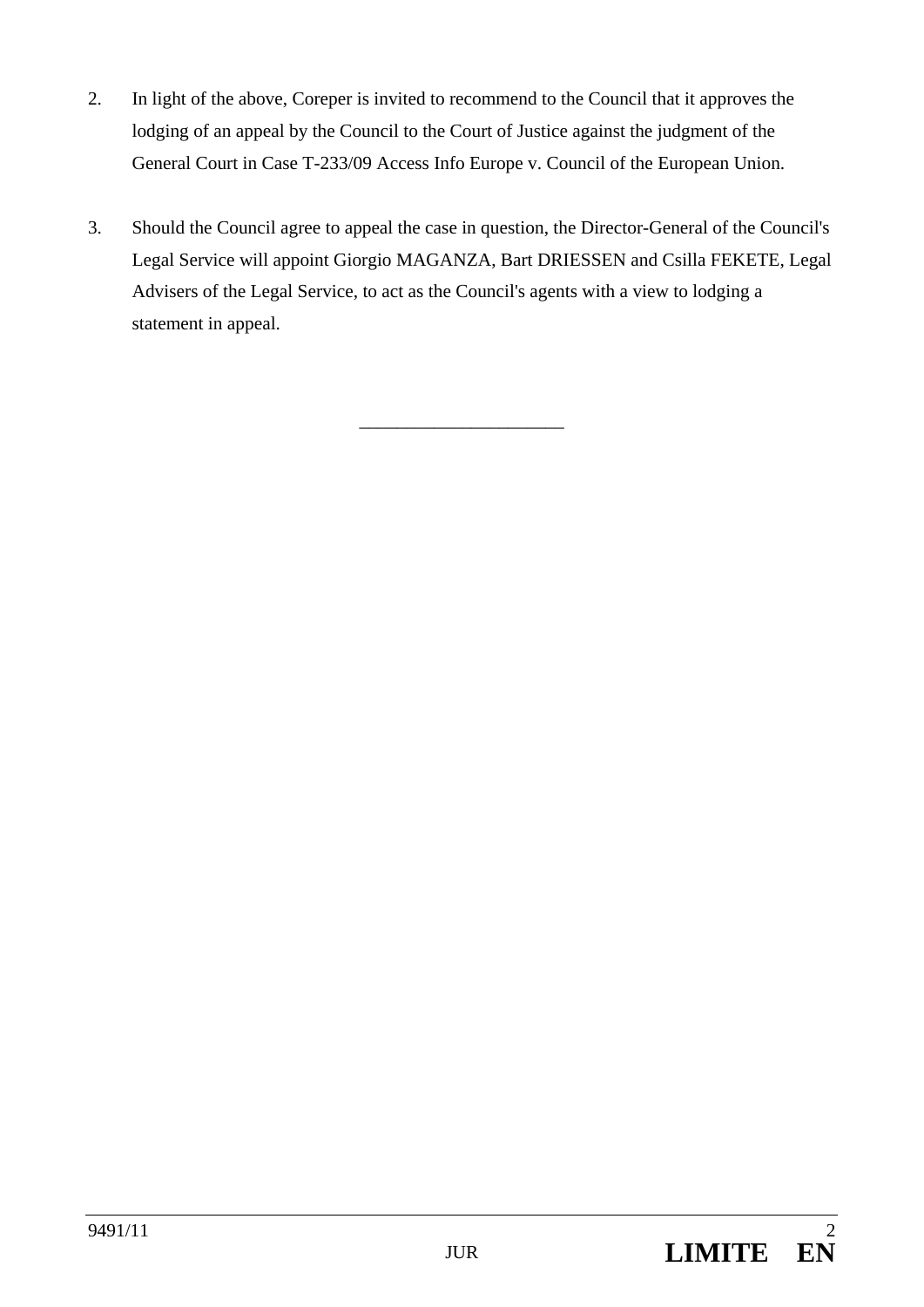2. In light of the above, Coreper is invited to recommend to the Council that it approves the lodging of an appeal by the Council to the Court of Justice against the judgment of the General Court in Case T-233/09 Access Info Europe v. Council of the European Union.

3. Should the Council agree to appeal the case in question, the Director-General of the Council's Legal Service will appoint Giorgio MAGANZA, Bart DRIESSEN and Csilla FEKETE, Legal Advisers of the Legal Service, to act as the Council's agents with a view to lodging a statement in appeal.

______________________